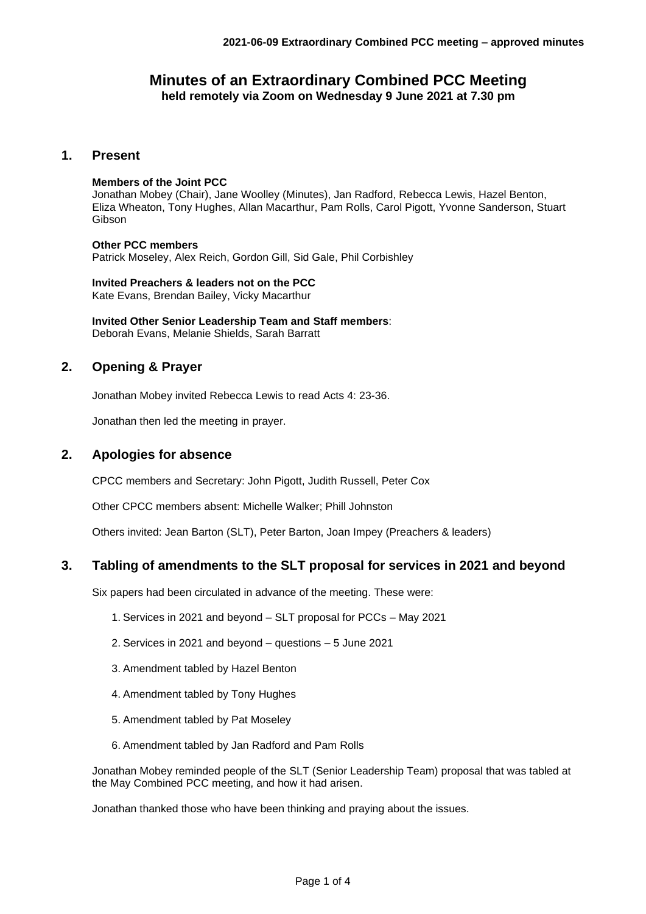# Minutes of an Extraordinary Combined PCC Meeting

**held remotely via Zoom on Wednesday 9 June 2021 at 7.30 pm**

## 1. Present

**Members of the Joint PCC**
Jonathan Mobey (Chair), Jane Woolley (Minutes), Jan Radford, Rebecca Lewis, Hazel Benton, Eliza Wheaton, Tony Hughes, Allan Macarthur, Pam Rolls, Carol Pigott, Yvonne Sanderson, Stuart Gibson

**Other PCC members**
Patrick Moseley, Alex Reich, Gordon Gill, Sid Gale, Phil Corbishley

**Invited Preachers & leaders not on the PCC**
Kate Evans, Brendan Bailey, Vicky Macarthur

**Invited Other Senior Leadership Team and Staff members**:
Deborah Evans, Melanie Shields, Sarah Barratt

## 2. Opening & Prayer

Jonathan Mobey invited Rebecca Lewis to read Acts 4: 23-36.

Jonathan then led the meeting in prayer.

## 2. Apologies for absence

CPCC members and Secretary: John Pigott, Judith Russell, Peter Cox

Other CPCC members absent: Michelle Walker; Phill Johnston

Others invited: Jean Barton (SLT), Peter Barton, Joan Impey (Preachers & leaders)

## 3. Tabling of amendments to the SLT proposal for services in 2021 and beyond

Six papers had been circulated in advance of the meeting. These were:

1. Services in 2021 and beyond – SLT proposal for PCCs – May 2021
2. Services in 2021 and beyond – questions – 5 June 2021
3. Amendment tabled by Hazel Benton
4. Amendment tabled by Tony Hughes
5. Amendment tabled by Pat Moseley
6. Amendment tabled by Jan Radford and Pam Rolls

Jonathan Mobey reminded people of the SLT (Senior Leadership Team) proposal that was tabled at the May Combined PCC meeting, and how it had arisen.

Jonathan thanked those who have been thinking and praying about the issues.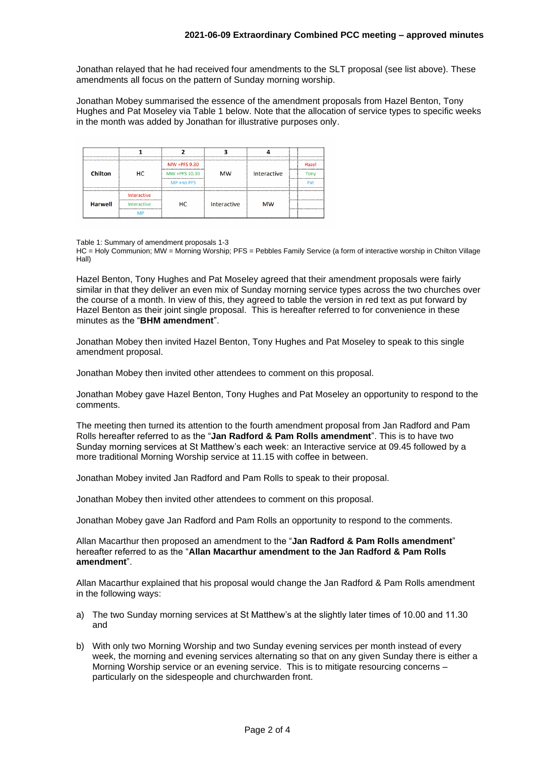Jonathan relayed that he had received four amendments to the SLT proposal (see list above). These amendments all focus on the pattern of Sunday morning worship.

Jonathan Mobey summarised the essence of the amendment proposals from Hazel Benton, Tony Hughes and Pat Moseley via Table 1 below. Note that the allocation of service types to specific weeks in the month was added by Jonathan for illustrative purposes only.

| | 1 | 2 | 3 | 4 | |
|---|---|---|---|---|---|
| Chilton | HC | MW +PFS 9.30 | MW | Interactive | Hazel |
| | | MW +PFS 10.30 | | | Tony |
| | | MP +no PFS | | | Pat |
| Harwell | Interactive | HC | Interactive | MW | |
| | Interactive | | | | |
| | MP | | | | |

Table 1: Summary of amendment proposals 1-3
HC = Holy Communion; MW = Morning Worship; PFS = Pebbles Family Service (a form of interactive worship in Chilton Village Hall)

Hazel Benton, Tony Hughes and Pat Moseley agreed that their amendment proposals were fairly similar in that they deliver an even mix of Sunday morning service types across the two churches over the course of a month. In view of this, they agreed to table the version in red text as put forward by Hazel Benton as their joint single proposal. This is hereafter referred to for convenience in these minutes as the "**BHM amendment**".

Jonathan Mobey then invited Hazel Benton, Tony Hughes and Pat Moseley to speak to this single amendment proposal.

Jonathan Mobey then invited other attendees to comment on this proposal.

Jonathan Mobey gave Hazel Benton, Tony Hughes and Pat Moseley an opportunity to respond to the comments.

The meeting then turned its attention to the fourth amendment proposal from Jan Radford and Pam Rolls hereafter referred to as the "**Jan Radford & Pam Rolls amendment**". This is to have two Sunday morning services at St Matthew's each week: an Interactive service at 09.45 followed by a more traditional Morning Worship service at 11.15 with coffee in between.

Jonathan Mobey invited Jan Radford and Pam Rolls to speak to their proposal.

Jonathan Mobey then invited other attendees to comment on this proposal.

Jonathan Mobey gave Jan Radford and Pam Rolls an opportunity to respond to the comments.

Allan Macarthur then proposed an amendment to the "**Jan Radford & Pam Rolls amendment**" hereafter referred to as the "**Allan Macarthur amendment to the Jan Radford & Pam Rolls amendment**".

Allan Macarthur explained that his proposal would change the Jan Radford & Pam Rolls amendment in the following ways:

a) The two Sunday morning services at St Matthew's at the slightly later times of 10.00 and 11.30 and

b) With only two Morning Worship and two Sunday evening services per month instead of every week, the morning and evening services alternating so that on any given Sunday there is either a Morning Worship service or an evening service. This is to mitigate resourcing concerns – particularly on the sidespeople and churchwarden front.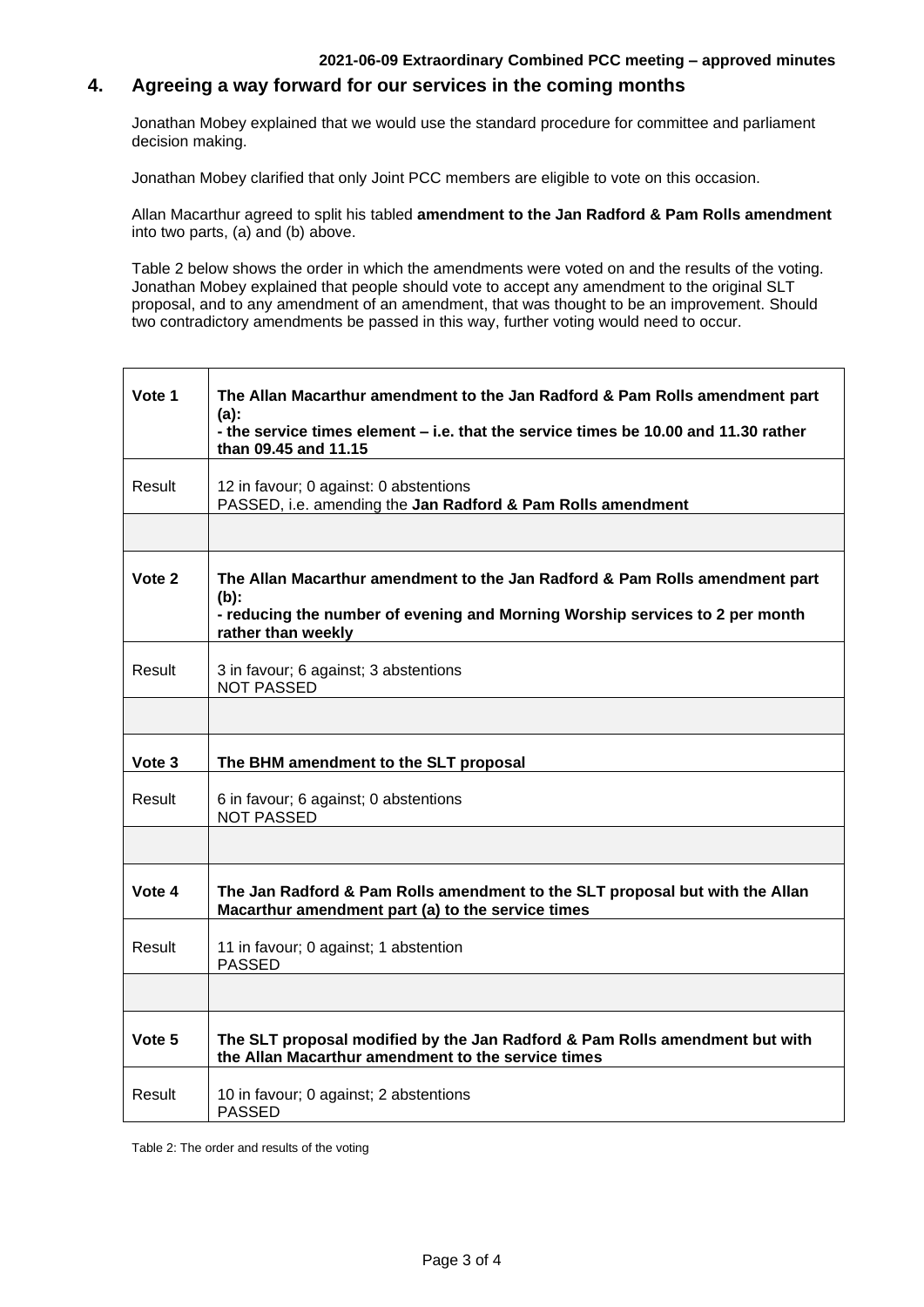## 4. Agreeing a way forward for our services in the coming months

Jonathan Mobey explained that we would use the standard procedure for committee and parliament decision making.

Jonathan Mobey clarified that only Joint PCC members are eligible to vote on this occasion.

Allan Macarthur agreed to split his tabled **amendment to the Jan Radford & Pam Rolls amendment** into two parts, (a) and (b) above.

Table 2 below shows the order in which the amendments were voted on and the results of the voting. Jonathan Mobey explained that people should vote to accept any amendment to the original SLT proposal, and to any amendment of an amendment, that was thought to be an improvement. Should two contradictory amendments be passed in this way, further voting would need to occur.

| | |
|---|---|
| **Vote 1** | **The Allan Macarthur amendment to the Jan Radford & Pam Rolls amendment part (a):**<br>**- the service times element – i.e. that the service times be 10.00 and 11.30 rather than 09.45 and 11.15** |
| Result | 12 in favour; 0 against: 0 abstentions<br>PASSED, i.e. amending the **Jan Radford & Pam Rolls amendment** |
| | |
| **Vote 2** | **The Allan Macarthur amendment to the Jan Radford & Pam Rolls amendment part (b):**<br>**- reducing the number of evening and Morning Worship services to 2 per month rather than weekly** |
| Result | 3 in favour; 6 against; 3 abstentions<br>NOT PASSED |
| | |
| **Vote 3** | **The BHM amendment to the SLT proposal** |
| Result | 6 in favour; 6 against; 0 abstentions<br>NOT PASSED |
| | |
| **Vote 4** | **The Jan Radford & Pam Rolls amendment to the SLT proposal but with the Allan Macarthur amendment part (a) to the service times** |
| Result | 11 in favour; 0 against; 1 abstention<br>PASSED |
| | |
| **Vote 5** | **The SLT proposal modified by the Jan Radford & Pam Rolls amendment but with the Allan Macarthur amendment to the service times** |
| Result | 10 in favour; 0 against; 2 abstentions<br>PASSED |

Table 2: The order and results of the voting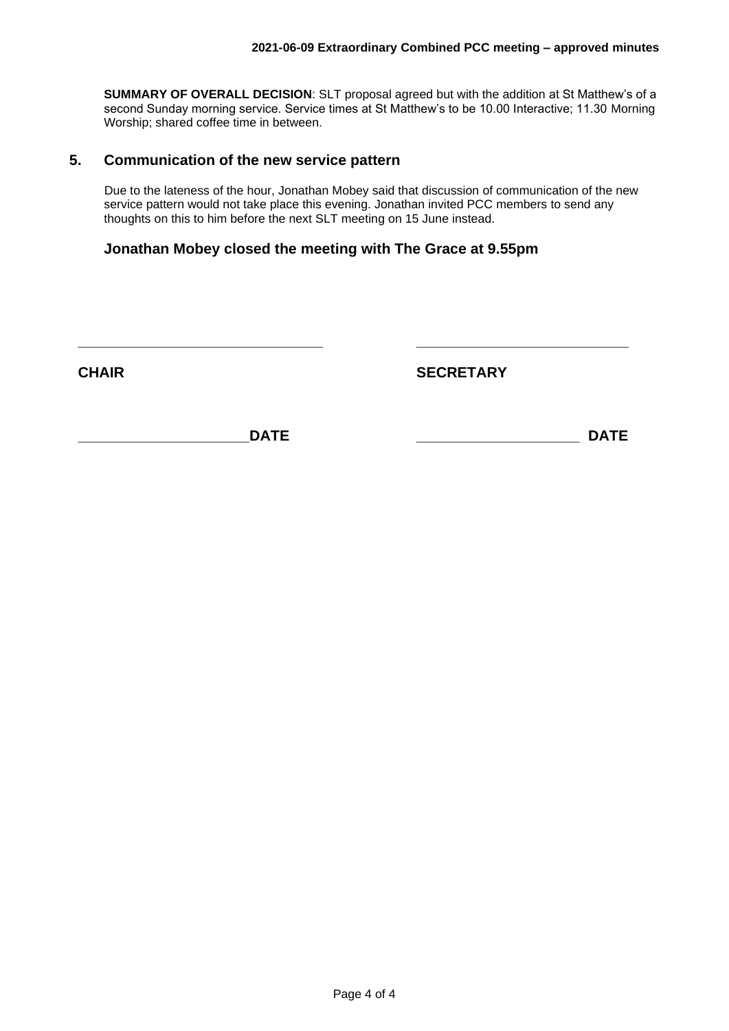**SUMMARY OF OVERALL DECISION**: SLT proposal agreed but with the addition at St Matthew's of a second Sunday morning service. Service times at St Matthew's to be 10.00 Interactive; 11.30 Morning Worship; shared coffee time in between.

## 5. Communication of the new service pattern

Due to the lateness of the hour, Jonathan Mobey said that discussion of communication of the new service pattern would not take place this evening. Jonathan invited PCC members to send any thoughts on this to him before the next SLT meeting on 15 June instead.

### Jonathan Mobey closed the meeting with The Grace at 9.55pm

_________________________________ _____________________________

**CHAIR** **SECRETARY**

_____________________**DATE** ____________________ **DATE**